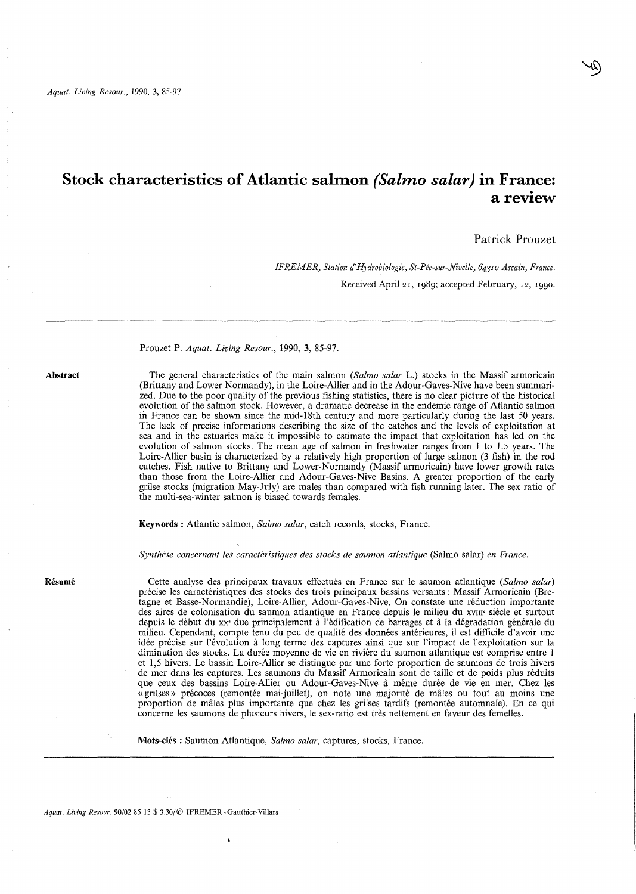# Stock characteristics of Atlantic salmon *(Salmo salar)* in France: a review

Patrick Prouzet

*IFREMER, Station d'Hydrobiologie, St-Pée-sur-Nivelle, 64310 Ascain, France.*

Received April 21, 1989; accepted February, 12, 1990.

Prouzet P. *Aquat. Living Resour.*, 1990, **3**, 85-97.

**Abstract**

The general characteristics of the main salmon (*Salmo salar* L.) stocks in the Massif armoricain (Brittany and Lower Normandy), in the Loire-Allier and in the Adour-Gaves-Nive have been summarized. Due to the poor quality of the previous fishing statistics, there is no clear picture of the historical evolution of the salmon stock. However, a dramatic decrease in the endemic range of Atlantic salmon in France can be shown since the mid-18th century and more particularly during the last 50 years. The lack of precise informations describing the size of the catches and the levels of exploitation at sea and in the estuaries make it impossible to estimate the impact that exploitation has led on the evolution of salmon stocks. The mean age of salmon in freshwater ranges from 1 to 1.5 years. The Loire-Allier basin is characterized by a relatively high proportion of large salmon (3 fish) in the rod catches. Fish native to Brittany and Lower-Normandy (Massif armoricain) have lower growth rates than those from the Loire-Allier and Adour-Gaves-Nive Basins. A greater proportion of the early grilse stocks (migration May-July) are males than compared with fish running later. The sex ratio of the multi-sea-winter salmon is biased towards females.

**Keywords :** Atlantic salmon, *Salmo salar*, catch records, stocks, France.

*Synthèse concernant les caractéristiques des stocks de saumon atlantique* (Salmo salar) *en France.*

**Résumé**

Cette analyse des principaux travaux effectués en France sur le saumon atlantique (*Salmo salar*) précise les caractéristiques des stocks des trois principaux bassins versants : Massif Armoricain (Bretagne et Basse-Normandie), Loire-Allier, Adour-Gaves-Nive. On constate une réduction importante des aires de colonisation du saumon atlantique en France depuis le milieu du XVIII[e] siècle et surtout depuis le début du XX[e] due principalement à l'édification de barrages et à la dégradation générale du milieu. Cependant, compte tenu du peu de qualité des données antérieures, il est difficile d'avoir une idée précise sur l'évolution à long terme des captures ainsi que sur l'impact de l'exploitation sur la diminution des stocks. La durée moyenne de vie en rivière du saumon atlantique est comprise entre 1 et 1,5 hivers. Le bassin Loire-Allier se distingue par une forte proportion de saumons de trois hivers de mer dans les captures. Les saumons du Massif Armoricain sont de taille et de poids plus réduits que ceux des bassins Loire-Allier ou Adour-Gaves-Nive à même durée de vie en mer. Chez les « grilses » précoces (remontée mai-juillet), on note une majorité de mâles ou tout au moins une proportion de mâles plus importante que chez les grilses tardifs (remontée automnale). En ce qui concerne les saumons de plusieurs hivers, le sex-ratio est très nettement en faveur des femelles.

**Mots-clés :** Saumon Atlantique, *Salmo salar*, captures, stocks, France.

*Aquat. Living Resour.* 90/02 85 13 $ 3.30/© IFREMER - Gauthier-Villars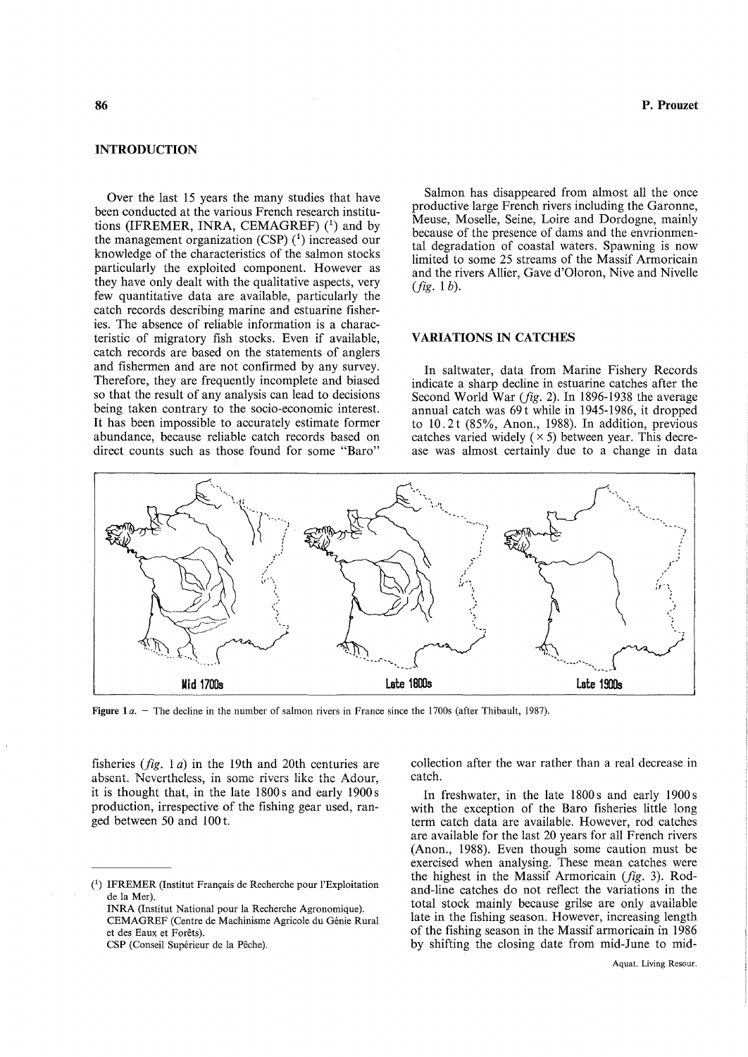## INTRODUCTION

Over the last 15 years the many studies that have been conducted at the various French research institutions (IFREMER, INRA, CEMAGREF) [1] and by the management organization (CSP) [1] increased our knowledge of the characteristics of the salmon stocks particularly the exploited component. However as they have only dealt with the qualitative aspects, very few quantitative data are available, particularly the catch records describing marine and estuarine fisheries. The absence of reliable information is a characteristic of migratory fish stocks. Even if available, catch records are based on the statements of anglers and fishermen and are not confirmed by any survey. Therefore, they are frequently incomplete and biased so that the result of any analysis can lead to decisions being taken contrary to the socio-economic interest. It has been impossible to accurately estimate former abundance, because reliable catch records based on direct counts such as those found for some "Baro" fisheries (*fig.* 1 *a*) in the 19th and 20th centuries are absent. Nevertheless, in some rivers like the Adour, it is thought that, in the late 1800 s and early 1900 s production, irrespective of the fishing gear used, ranged between 50 and 100 t.

Salmon has disappeared from almost all the once productive large French rivers including the Garonne, Meuse, Moselle, Seine, Loire and Dordogne, mainly because of the presence of dams and the envrionmental degradation of coastal waters. Spawning is now limited to some 25 streams of the Massif Armoricain and the rivers Allier, Gave d'Oloron, Nive and Nivelle (*fig.* 1 *b*).

## VARIATIONS IN CATCHES

In saltwater, data from Marine Fishery Records indicate a sharp decline in estuarine catches after the Second World War (*fig.* 2). In 1896-1938 the average annual catch was 69 t while in 1945-1986, it dropped to 10.2 t (85%, Anon., 1988). In addition, previous catches varied widely (× 5) between year. This decrease was almost certainly due to a change in data collection after the war rather than a real decrease in catch.

In freshwater, in the late 1800 s and early 1900 s with the exception of the Baro fisheries little long term catch data are available. However, rod catches are available for the last 20 years for all French rivers (Anon., 1988). Even though some caution must be exercised when analysing. These mean catches were the highest in the Massif Armoricain (*fig.* 3). Rod-and-line catches do not reflect the variations in the total stock mainly because grilse are only available late in the fishing season. However, increasing length of the fishing season in the Massif armoricain in 1986 by shifting the closing date from mid-June to mid-

Mid 1700s — Late 1800s — Late 1900s

**Figure 1** *a*. – The decline in the number of salmon rivers in France since the 1700s (after Thibault, 1987).

---

[1] IFREMER (Institut Français de Recherche pour l'Exploitation de la Mer).
INRA (Institut National pour la Recherche Agronomique).
CEMAGREF (Centre de Machinisme Agricole du Génie Rural et des Eaux et Forêts).
CSP (Conseil Supérieur de la Pêche).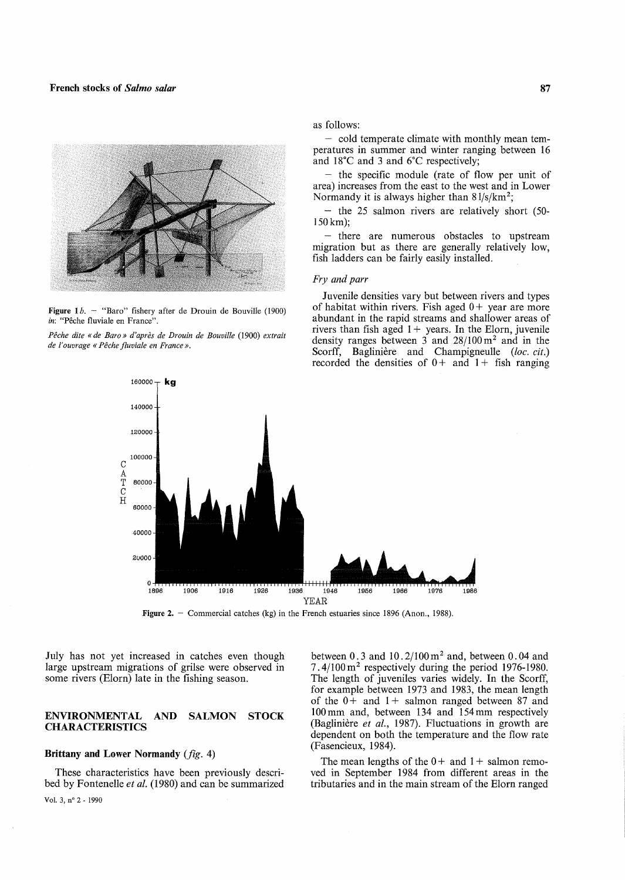Figure 1*b*. — "Baro" fishery after de Drouin de Bouville (1900) *in*: "Pêche fluviale en France".

*Pêche dite « de Baro » d'après de Drouin de Bouville (1900) extrait de l'ouvrage « Pêche fluviale en France ».*

as follows:

— cold temperate climate with monthly mean temperatures in summer and winter ranging between 16 and 18°C and 3 and 6°C respectively;

— the specific module (rate of flow per unit of area) increases from the east to the west and in Lower Normandy it is always higher than 8 l/s/km$^2$;

— the 25 salmon rivers are relatively short (50-150 km);

— there are numerous obstacles to upstream migration but as there are generally relatively low, fish ladders can be fairly easily installed.

### *Fry and parr*

Juvenile densities vary but between rivers and types of habitat within rivers. Fish aged 0+ year are more abundant in the rapid streams and shallower areas of rivers than fish aged 1+ years. In the Elorn, juvenile density ranges between 3 and 28/100 m$^2$ and in the Scorff, Baglinière and Champigneulle (*loc. cit.*) recorded the densities of 0+ and 1+ fish ranging between 0.3 and 10.2/100 m$^2$ and, between 0.04 and 7.4/100 m$^2$ respectively during the period 1976-1980. The length of juveniles varies widely. In the Scorff, for example between 1973 and 1983, the mean length of the 0+ and 1+ salmon ranged between 87 and 100 mm and, between 134 and 154 mm respectively (Baglinière *et al.*, 1987). Fluctuations in growth are dependent on both the temperature and the flow rate (Fasencieux, 1984).

The mean lengths of the 0+ and 1+ salmon removed in September 1984 from different areas in the tributaries and in the main stream of the Elorn ranged

Figure 2. — Commercial catches (kg) in the French estuaries since 1896 (Anon., 1988).

July has not yet increased in catches even though large upstream migrations of grilse were observed in some rivers (Elorn) late in the fishing season.

## ENVIRONMENTAL AND SALMON STOCK CHARACTERISTICS

### Brittany and Lower Normandy (*fig.* 4)

These characteristics have been previously described by Fontenelle *et al.* (1980) and can be summarized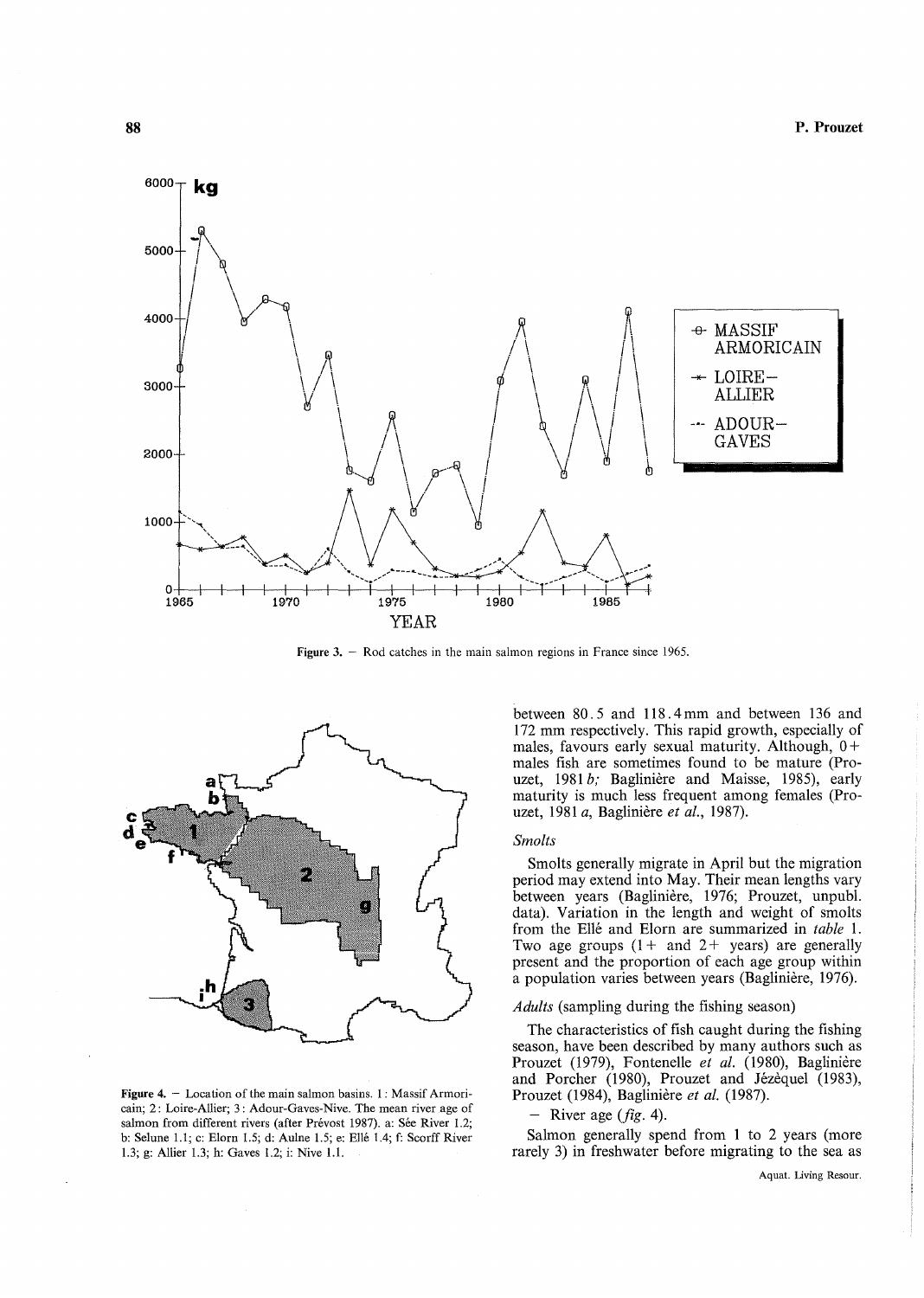Figure 3. — Rod catches in the main salmon regions in France since 1965.

Figure 4. — Location of the main salmon basins. 1: Massif Armoricain; 2: Loire-Allier; 3: Adour-Gaves-Nive. The mean river age of salmon from different rivers (after Prévost 1987). a: Sée River 1.2; b: Selune 1.1; c: Elorn 1.5; d: Aulne 1.5; e: Ellé 1.4; f: Scorff River 1.3; g: Allier 1.3; h: Gaves 1.2; i: Nive 1.1.

between 80.5 and 118.4 mm and between 136 and 172 mm respectively. This rapid growth, especially of males, favours early sexual maturity. Although, 0+ males fish are sometimes found to be mature (Prouzet, 1981 *b*; Baglinière and Maisse, 1985), early maturity is much less frequent among females (Prouzet, 1981 *a*, Baglinière *et al.*, 1987).

### *Smolts*

Smolts generally migrate in April but the migration period may extend into May. Their mean lengths vary between years (Baglinière, 1976; Prouzet, unpubl. data). Variation in the length and weight of smolts from the Ellé and Elorn are summarized in *table* 1. Two age groups (1+ and 2+ years) are generally present and the proportion of each age group within a population varies between years (Baglinière, 1976).

### *Adults* (sampling during the fishing season)

The characteristics of fish caught during the fishing season, have been described by many authors such as Prouzet (1979), Fontenelle *et al.* (1980), Baglinière and Porcher (1980), Prouzet and Jézèquel (1983), Prouzet (1984), Baglinière *et al.* (1987).

– River age (*fig.* 4).

Salmon generally spend from 1 to 2 years (more rarely 3) in freshwater before migrating to the sea as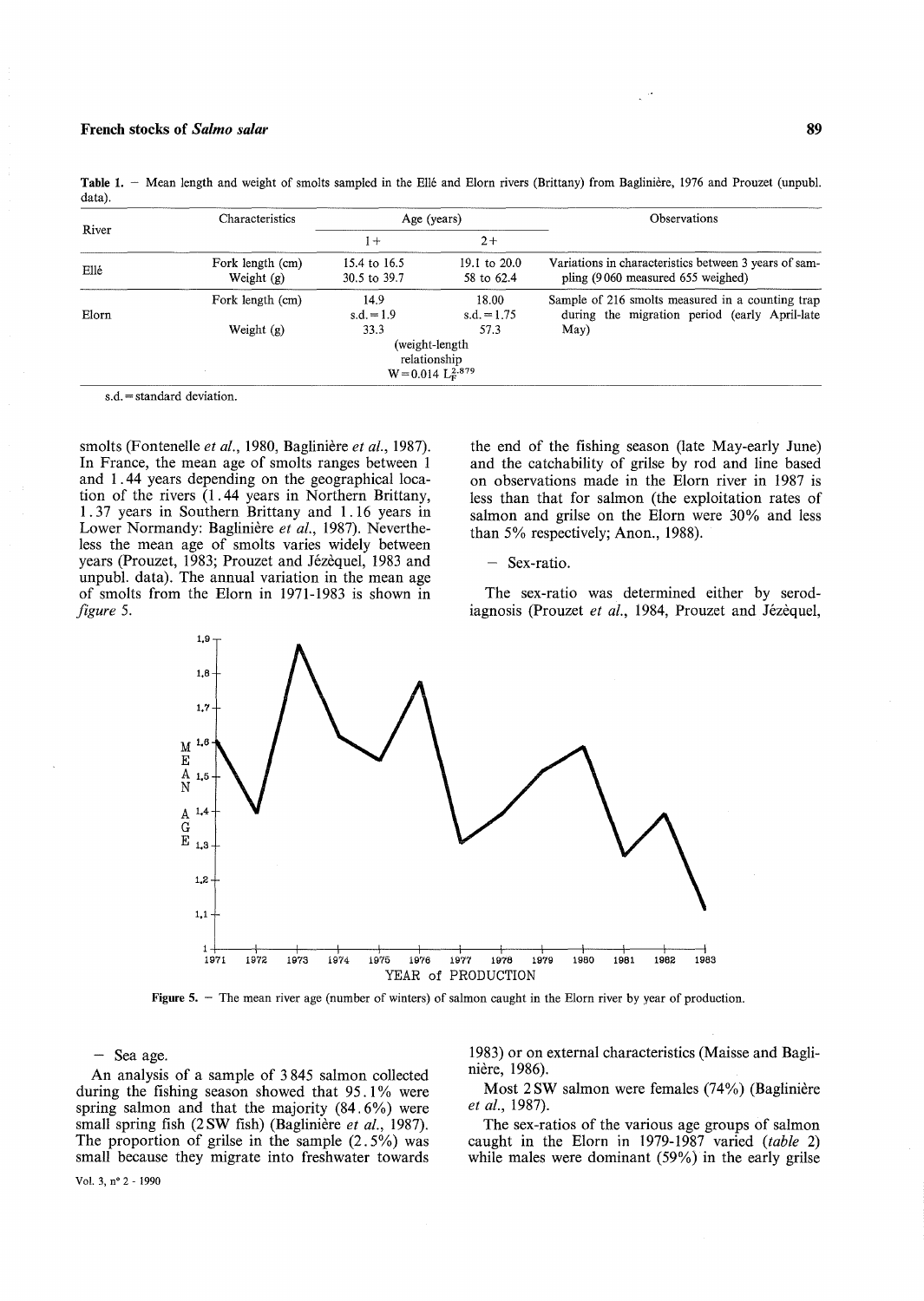**Table 1.** — Mean length and weight of smolts sampled in the Ellé and Elorn rivers (Brittany) from Baglinière, 1976 and Prouzet (unpubl. data).

| River | Characteristics | Age (years) | | Observations |
|---|---|---|---|---|
| | | 1+ | 2+ | |
| Ellé | Fork length (cm) | 15.4 to 16.5 | 19.1 to 20.0 | Variations in characteristics between 3 years of sampling (9 060 measured 655 weighed) |
| | Weight (g) | 30.5 to 39.7 | 58 to 62.4 | |
| Elorn | Fork length (cm) | 14.9 s.d. = 1.9 | 18.00 s.d. = 1.75 | Sample of 216 smolts measured in a counting trap during the migration period (early April-late May) |
| | Weight (g) | 33.3 | 57.3 | |
| | | (weight-length relationship $W = 0.014\ L_F^{2.879}$) | | |

s.d. = standard deviation.

smolts (Fontenelle *et al.*, 1980, Baglinière *et al.*, 1987). In France, the mean age of smolts ranges between 1 and 1.44 years depending on the geographical location of the rivers (1.44 years in Northern Brittany, 1.37 years in Southern Brittany and 1.16 years in Lower Normandy: Baglinière *et al.*, 1987). Nevertheless the mean age of smolts varies widely between years (Prouzet, 1983; Prouzet and Jézéquel, 1983 and unpubl. data). The annual variation in the mean age of smolts from the Elorn in 1971-1983 is shown in *figure* 5.

**Figure 5.** — The mean river age (number of winters) of salmon caught in the Elorn river by year of production.

— Sea age.

An analysis of a sample of 3 845 salmon collected during the fishing season showed that 95.1% were spring salmon and that the majority (84.6%) were small spring fish (2SW fish) (Baglinière *et al.*, 1987). The proportion of grilse in the sample (2.5%) was small because they migrate into freshwater towards the end of the fishing season (late May-early June) and the catchability of grilse by rod and line based on observations made in the Elorn river in 1987 is less than that for salmon (the exploitation rates of salmon and grilse on the Elorn were 30% and less than 5% respectively; Anon., 1988).

— Sex-ratio.

The sex-ratio was determined either by serodiagnosis (Prouzet *et al.*, 1984, Prouzet and Jézéquel, 1983) or on external characteristics (Maisse and Baglinière, 1986).

Most 2SW salmon were females (74%) (Baglinière *et al.*, 1987).

The sex-ratios of the various age groups of salmon caught in the Elorn in 1979-1987 varied (*table* 2) while males were dominant (59%) in the early grilse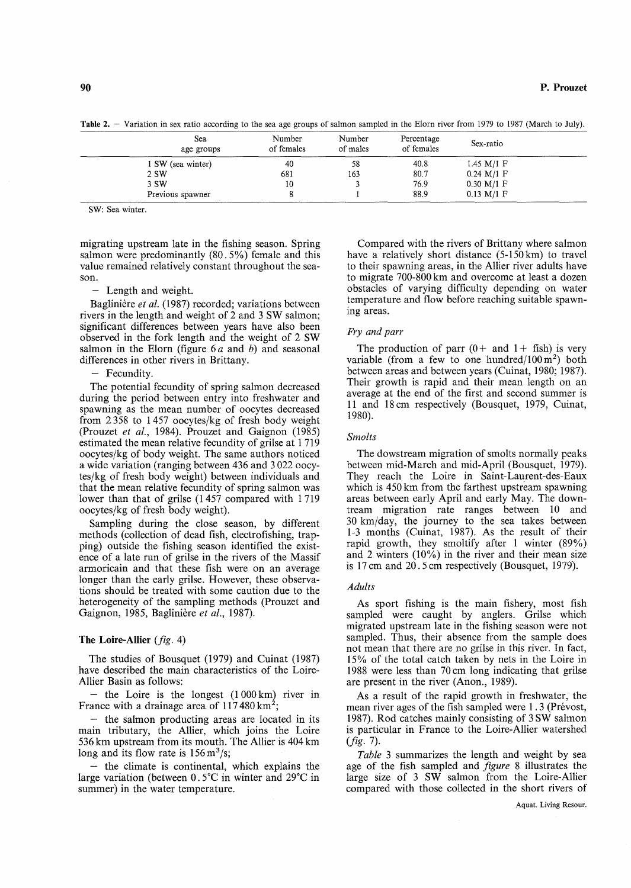**Table 2.** – Variation in sex ratio according to the sea age groups of salmon sampled in the Elorn river from 1979 to 1987 (March to July).

| Sea age groups | Number of females | Number of males | Percentage of females | Sex-ratio |
|---|---|---|---|---|
| 1 SW (sea winter) | 40 | 58 | 40.8 | 1.45 M/1 F |
| 2 SW | 681 | 163 | 80.7 | 0.24 M/1 F |
| 3 SW | 10 | 3 | 76.9 | 0.30 M/1 F |
| Previous spawner | 8 | 1 | 88.9 | 0.13 M/1 F |

SW: Sea winter.

migrating upstream late in the fishing season. Spring salmon were predominantly (80.5%) female and this value remained relatively constant throughout the season.

– Length and weight.

Baglinière *et al.* (1987) recorded; variations between rivers in the length and weight of 2 and 3 SW salmon; significant differences between years have also been observed in the fork length and the weight of 2 SW salmon in the Elorn (figure 6*a* and *b*) and seasonal differences in other rivers in Brittany.

– Fecundity.

The potential fecundity of spring salmon decreased during the period between entry into freshwater and spawning as the mean number of oocytes decreased from 2 358 to 1 457 oocytes/kg of fresh body weight (Prouzet *et al.*, 1984). Prouzet and Gaignon (1985) estimated the mean relative fecundity of grilse at 1 719 oocytes/kg of body weight. The same authors noticed a wide variation (ranging between 436 and 3 022 oocytes/kg of fresh body weight) between individuals and that the mean relative fecundity of spring salmon was lower than that of grilse (1 457 compared with 1 719 oocytes/kg of fresh body weight).

Sampling during the close season, by different methods (collection of dead fish, electrofishing, trapping) outside the fishing season identified the existence of a late run of grilse in the rivers of the Massif armoricain and that these fish were on an average longer than the early grilse. However, these observations should be treated with some caution due to the heterogeneity of the sampling methods (Prouzet and Gaignon, 1985, Baglinière *et al.*, 1987).

### The Loire-Allier (*fig.* 4)

The studies of Bousquet (1979) and Cuinat (1987) have described the main characteristics of the Loire-Allier Basin as follows:

– the Loire is the longest (1 000 km) river in France with a drainage area of 117 480 km$^2$;

– the salmon producting areas are located in its main tributary, the Allier, which joins the Loire 536 km upstream from its mouth. The Allier is 404 km long and its flow rate is 156 m$^3$/s;

– the climate is continental, which explains the large variation (between 0.5°C in winter and 29°C in summer) in the water temperature.

Compared with the rivers of Brittany where salmon have a relatively short distance (5-150 km) to travel to their spawning areas, in the Allier river adults have to migrate 700-800 km and overcome at least a dozen obstacles of varying difficulty depending on water temperature and flow before reaching suitable spawning areas.

#### *Fry and parr*

The production of parr (0+ and 1+ fish) is very variable (from a few to one hundred/100 m$^2$) both between areas and between years (Cuinat, 1980; 1987). Their growth is rapid and their mean length on an average at the end of the first and second summer is 11 and 18 cm respectively (Bousquet, 1979, Cuinat, 1980).

#### *Smolts*

The dowstream migration of smolts normally peaks between mid-March and mid-April (Bousquet, 1979). They reach the Loire in Saint-Laurent-des-Eaux which is 450 km from the farthest upstream spawning areas between early April and early May. The downtream migration rate ranges between 10 and 30 km/day, the journey to the sea takes between 1-3 months (Cuinat, 1987). As the result of their rapid growth, they smoltify after 1 winter (89%) and 2 winters (10%) in the river and their mean size is 17 cm and 20.5 cm respectively (Bousquet, 1979).

#### *Adults*

As sport fishing is the main fishery, most fish sampled were caught by anglers. Grilse which migrated upstream late in the fishing season were not sampled. Thus, their absence from the sample does not mean that there are no grilse in this river. In fact, 15% of the total catch taken by nets in the Loire in 1988 were less than 70 cm long indicating that grilse are present in the river (Anon., 1989).

As a result of the rapid growth in freshwater, the mean river ages of the fish sampled were 1.3 (Prévost, 1987). Rod catches mainly consisting of 3 SW salmon is particular in France to the Loire-Allier watershed (*fig.* 7).

*Table* 3 summarizes the length and weight by sea age of the fish sampled and *figure* 8 illustrates the large size of 3 SW salmon from the Loire-Allier compared with those collected in the short rivers of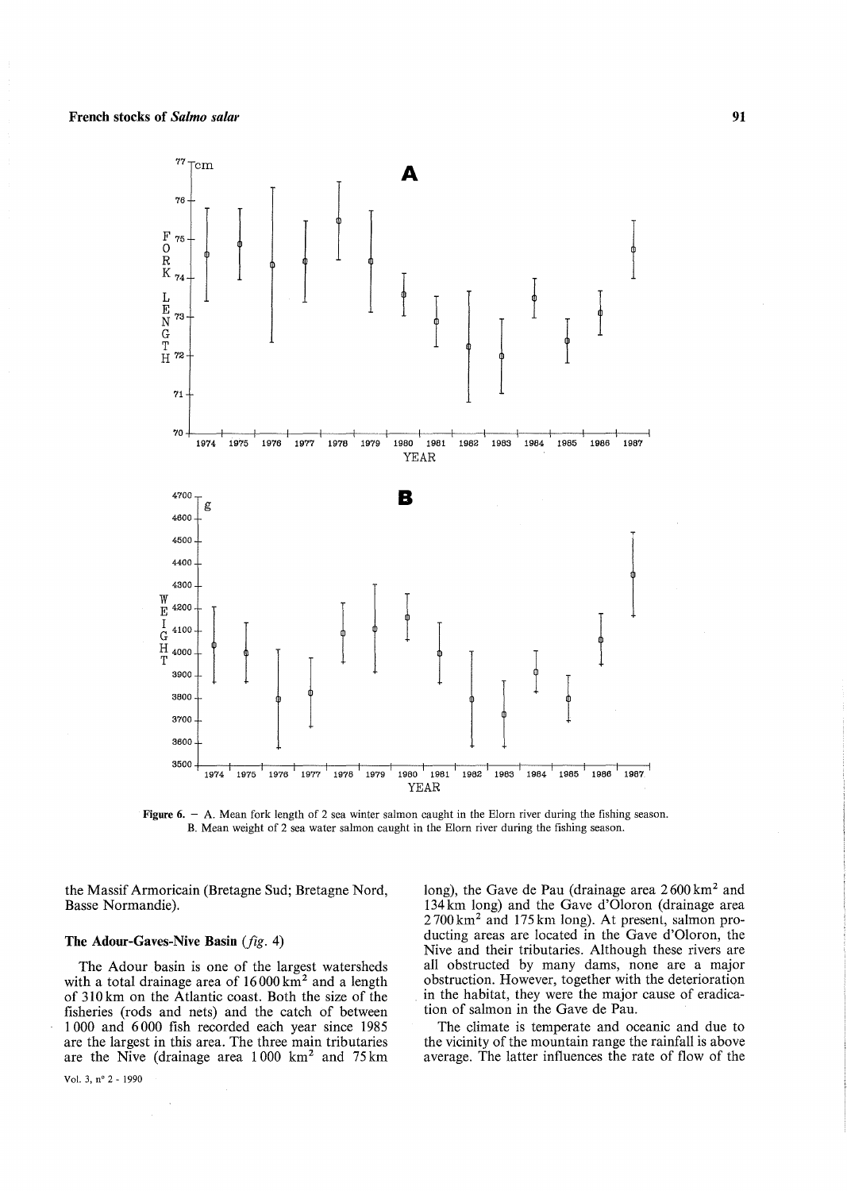Figure 6. – A. Mean fork length of 2 sea winter salmon caught in the Elorn river during the fishing season.
B. Mean weight of 2 sea water salmon caught in the Elorn river during the fishing season.

the Massif Armoricain (Bretagne Sud; Bretagne Nord, Basse Normandie).

### The Adour-Gaves-Nive Basin (*fig.* 4)

The Adour basin is one of the largest watersheds with a total drainage area of 16 000 km$^2$ and a length of 310 km on the Atlantic coast. Both the size of the fisheries (rods and nets) and the catch of between 1 000 and 6 000 fish recorded each year since 1985 are the largest in this area. The three main tributaries are the Nive (drainage area 1 000 km$^2$ and 75 km long), the Gave de Pau (drainage area 2 600 km$^2$ and 134 km long) and the Gave d'Oloron (drainage area 2 700 km$^2$ and 175 km long). At present, salmon producting areas are located in the Gave d'Oloron, the Nive and their tributaries. Although these rivers are all obstructed by many dams, none are a major obstruction. However, together with the deterioration in the habitat, they were the major cause of eradication of salmon in the Gave de Pau.

The climate is temperate and oceanic and due to the vicinity of the mountain range the rainfall is above average. The latter influences the rate of flow of the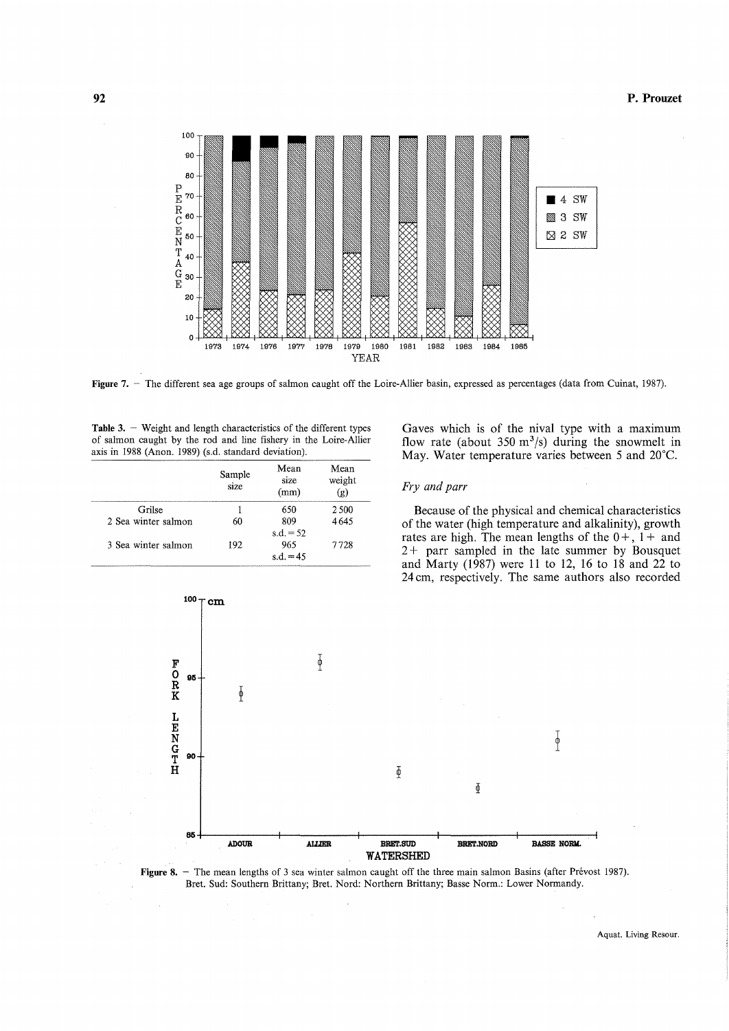Figure 7. – The different sea age groups of salmon caught off the Loire-Allier basin, expressed as percentages (data from Cuinat, 1987).

Table 3. – Weight and length characteristics of the different types of salmon caught by the rod and line fishery in the Loire-Allier axis in 1988 (Anon. 1989) (s.d. standard deviation).

| | Sample size | Mean size (mm) | Mean weight (g) |
|---|---|---|---|
| Grilse | 1 | 650 | 2 500 |
| 2 Sea winter salmon | 60 | 809 s.d. = 52 | 4 645 |
| 3 Sea winter salmon | 192 | 965 s.d. = 45 | 7 728 |

Figure 8. – The mean lengths of 3 sea winter salmon caught off the three main salmon Basins (after Prévost 1987). Bret. Sud: Southern Brittany; Bret. Nord: Northern Brittany; Basse Norm.: Lower Normandy.

Gaves which is of the nival type with a maximum flow rate (about 350 $m^3/s$) during the snowmelt in May. Water temperature varies between 5 and 20°C.

### *Fry and parr*

Because of the physical and chemical characteristics of the water (high temperature and alkalinity), growth rates are high. The mean lengths of the 0+, 1+ and 2+ parr sampled in the late summer by Bousquet and Marty (1987) were 11 to 12, 16 to 18 and 22 to 24 cm, respectively. The same authors also recorded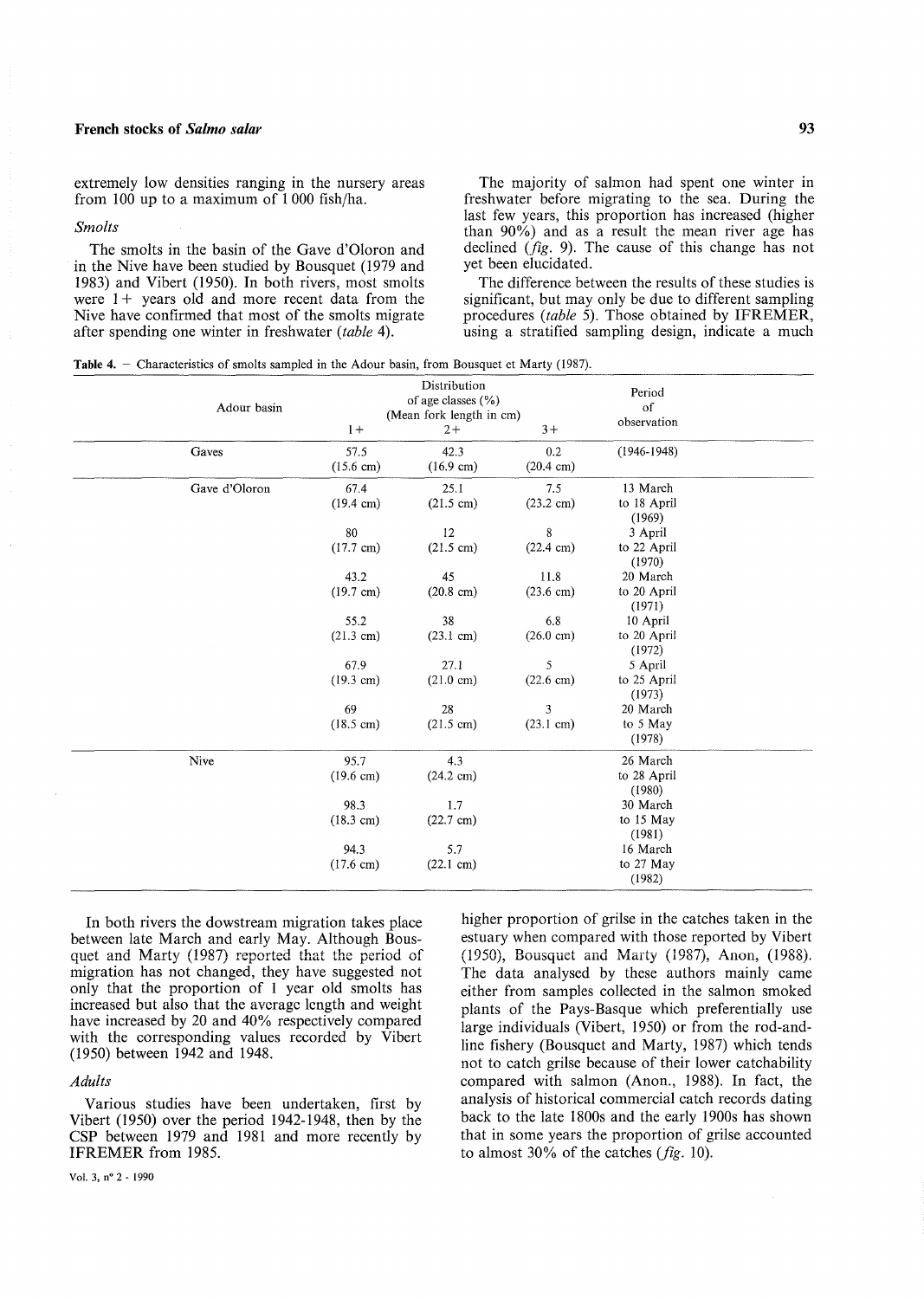extremely low densities ranging in the nursery areas from 100 up to a maximum of 1 000 fish/ha.

### *Smolts*

The smolts in the basin of the Gave d'Oloron and in the Nive have been studied by Bousquet (1979 and 1983) and Vibert (1950). In both rivers, most smolts were 1+ years old and more recent data from the Nive have confirmed that most of the smolts migrate after spending one winter in freshwater (*table* 4).

The majority of salmon had spent one winter in freshwater before migrating to the sea. During the last few years, this proportion has increased (higher than 90%) and as a result the mean river age has declined (*fig.* 9). The cause of this change has not yet been elucidated.

The difference between the results of these studies is significant, but may only be due to different sampling procedures (*table* 5). Those obtained by IFREMER, using a stratified sampling design, indicate a much higher proportion of grilse in the catches taken in the estuary when compared with those reported by Vibert (1950), Bousquet and Marty (1987), Anon, (1988). The data analysed by these authors mainly came either from samples collected in the salmon smoked plants of the Pays-Basque which preferentially use large individuals (Vibert, 1950) or from the rod-and-line fishery (Bousquet and Marty, 1987) which tends not to catch grilse because of their lower catchability compared with salmon (Anon., 1988). In fact, the analysis of historical commercial catch records dating back to the late 1800s and the early 1900s has shown that in some years the proportion of grilse accounted to almost 30% of the catches (*fig.* 10).

**Table 4.** – Characteristics of smolts sampled in the Adour basin, from Bousquet et Marty (1987).

| Adour basin | Distribution of age classes (%) (Mean fork length in cm) | | | Period of observation |
|---|---|---|---|---|
| | 1+ | 2+ | 3+ | |
| Gaves | 57.5 (15.6 cm) | 42.3 (16.9 cm) | 0.2 (20.4 cm) | (1946-1948) |
| Gave d'Oloron | 67.4 (19.4 cm) | 25.1 (21.5 cm) | 7.5 (23.2 cm) | 13 March to 18 April (1969) |
| | 80 (17.7 cm) | 12 (21.5 cm) | 8 (22.4 cm) | 3 April to 22 April (1970) |
| | 43.2 (19.7 cm) | 45 (20.8 cm) | 11.8 (23.6 cm) | 20 March to 20 April (1971) |
| | 55.2 (21.3 cm) | 38 (23.1 cm) | 6.8 (26.0 cm) | 10 April to 20 April (1972) |
| | 67.9 (19.3 cm) | 27.1 (21.0 cm) | 5 (22.6 cm) | 5 April to 25 April (1973) |
| | 69 (18.5 cm) | 28 (21.5 cm) | 3 (23.1 cm) | 20 March to 5 May (1978) |
| Nive | 95.7 (19.6 cm) | 4.3 (24.2 cm) | | 26 March to 28 April (1980) |
| | 98.3 (18.3 cm) | 1.7 (22.7 cm) | | 30 March to 15 May (1981) |
| | 94.3 (17.6 cm) | 5.7 (22.1 cm) | | 16 March to 27 May (1982) |

In both rivers the dowstream migration takes place between late March and early May. Although Bousquet and Marty (1987) reported that the period of migration has not changed, they have suggested not only that the proportion of 1 year old smolts has increased but also that the average length and weight have increased by 20 and 40% respectively compared with the corresponding values recorded by Vibert (1950) between 1942 and 1948.

### *Adults*

Various studies have been undertaken, first by Vibert (1950) over the period 1942-1948, then by the CSP between 1979 and 1981 and more recently by IFREMER from 1985.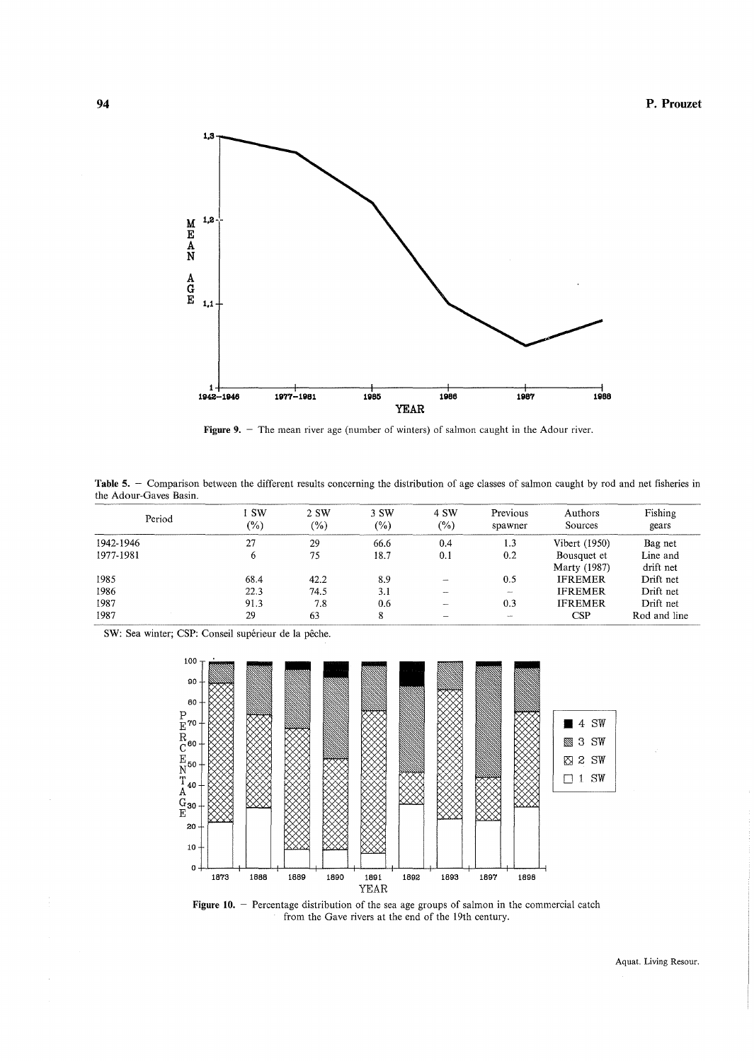Figure 9. – The mean river age (number of winters) of salmon caught in the Adour river.

Table 5. – Comparison between the different results concerning the distribution of age classes of salmon caught by rod and net fisheries in the Adour-Gaves Basin.

| Period | 1 SW (%) | 2 SW (%) | 3 SW (%) | 4 SW (%) | Previous spawner | Authors Sources | Fishing gears |
|---|---|---|---|---|---|---|---|
| 1942-1946 | 27 | 29 | 66.6 | 0.4 | 1.3 | Vibert (1950) | Bag net |
| 1977-1981 | 6 | 75 | 18.7 | 0.1 | 0.2 | Bousquet et Marty (1987) | Line and drift net |
| 1985 | 68.4 | 42.2 | 8.9 | – | 0.5 | IFREMER | Drift net |
| 1986 | 22.3 | 74.5 | 3.1 | – | – | IFREMER | Drift net |
| 1987 | 91.3 | 7.8 | 0.6 | – | 0.3 | IFREMER | Drift net |
| 1987 | 29 | 63 | 8 | – | – | CSP | Rod and line |

SW: Sea winter; CSP: Conseil supérieur de la pêche.

Figure 10. – Percentage distribution of the sea age groups of salmon in the commercial catch from the Gave rivers at the end of the 19th century.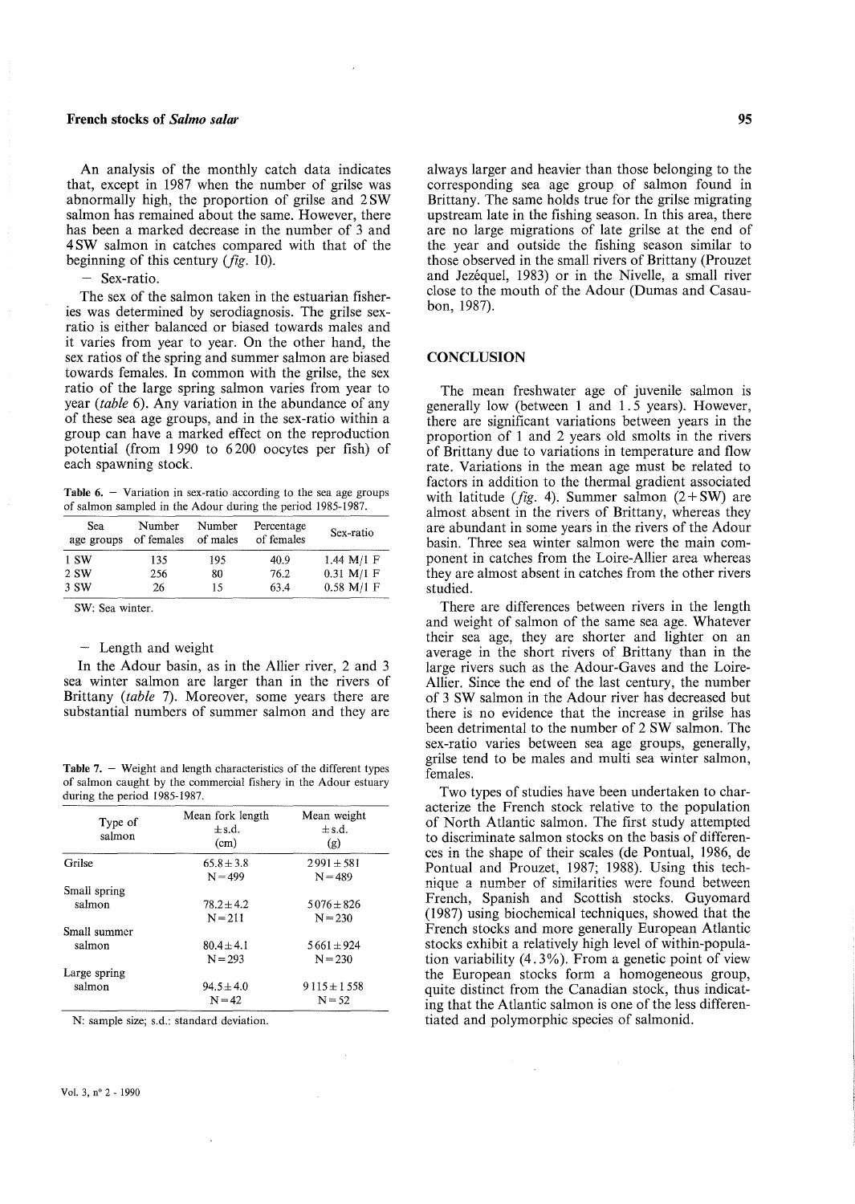An analysis of the monthly catch data indicates that, except in 1987 when the number of grilse was abnormally high, the proportion of grilse and 2 SW salmon has remained about the same. However, there has been a marked decrease in the number of 3 and 4 SW salmon in catches compared with that of the beginning of this century (*fig.* 10).

– Sex-ratio.

The sex of the salmon taken in the estuarian fisheries was determined by serodiagnosis. The grilse sex-ratio is either balanced or biased towards males and it varies from year to year. On the other hand, the sex ratios of the spring and summer salmon are biased towards females. In common with the grilse, the sex ratio of the large spring salmon varies from year to year (*table* 6). Any variation in the abundance of any of these sea age groups, and in the sex-ratio within a group can have a marked effect on the reproduction potential (from 1 990 to 6 200 oocytes per fish) of each spawning stock.

**Table 6.** – Variation in sex-ratio according to the sea age groups of salmon sampled in the Adour during the period 1985-1987.

| Sea age groups | Number of females | Number of males | Percentage of females | Sex-ratio |
|---|---|---|---|---|
| 1 SW | 135 | 195 | 40.9 | 1.44 M/1 F |
| 2 SW | 256 | 80 | 76.2 | 0.31 M/1 F |
| 3 SW | 26 | 15 | 63.4 | 0.58 M/1 F |

SW: Sea winter.

– Length and weight

In the Adour basin, as in the Allier river, 2 and 3 sea winter salmon are larger than in the rivers of Brittany (*table* 7). Moreover, some years there are substantial numbers of summer salmon and they are always larger and heavier than those belonging to the corresponding sea age group of salmon found in Brittany. The same holds true for the grilse migrating upstream late in the fishing season. In this area, there are no large migrations of late grilse at the end of the year and outside the fishing season similar to those observed in the small rivers of Brittany (Prouzet and Jezéquel, 1983) or in the Nivelle, a small river close to the mouth of the Adour (Dumas and Casaubon, 1987).

**Table 7.** – Weight and length characteristics of the different types of salmon caught by the commercial fishery in the Adour estuary during the period 1985-1987.

| Type of salmon | Mean fork length ± s.d. (cm) | Mean weight ± s.d. (g) |
|---|---|---|
| Grilse | 65.8 ± 3.8<br>N = 499 | 2 991 ± 581<br>N = 489 |
| Small spring salmon | 78.2 ± 4.2<br>N = 211 | 5 076 ± 826<br>N = 230 |
| Small summer salmon | 80.4 ± 4.1<br>N = 293 | 5 661 ± 924<br>N = 230 |
| Large spring salmon | 94.5 ± 4.0<br>N = 42 | 9 115 ± 1 558<br>N = 52 |

N: sample size; s.d.: standard deviation.

## CONCLUSION

The mean freshwater age of juvenile salmon is generally low (between 1 and 1.5 years). However, there are significant variations between years in the proportion of 1 and 2 years old smolts in the rivers of Brittany due to variations in temperature and flow rate. Variations in the mean age must be related to factors in addition to the thermal gradient associated with latitude (*fig.* 4). Summer salmon (2 + SW) are almost absent in the rivers of Brittany, whereas they are abundant in some years in the rivers of the Adour basin. Three sea winter salmon were the main component in catches from the Loire-Allier area whereas they are almost absent in catches from the other rivers studied.

There are differences between rivers in the length and weight of salmon of the same sea age. Whatever their sea age, they are shorter and lighter on an average in the short rivers of Brittany than in the large rivers such as the Adour-Gaves and the Loire-Allier. Since the end of the last century, the number of 3 SW salmon in the Adour river has decreased but there is no evidence that the increase in grilse has been detrimental to the number of 2 SW salmon. The sex-ratio varies between sea age groups, generally, grilse tend to be males and multi sea winter salmon, females.

Two types of studies have been undertaken to characterize the French stock relative to the population of North Atlantic salmon. The first study attempted to discriminate salmon stocks on the basis of differences in the shape of their scales (de Pontual, 1986, de Pontual and Prouzet, 1987; 1988). Using this technique a number of similarities were found between French, Spanish and Scottish stocks. Guyomard (1987) using biochemical techniques, showed that the French stocks and more generally European Atlantic stocks exhibit a relatively high level of within-population variability (4.3%). From a genetic point of view the European stocks form a homogeneous group, quite distinct from the Canadian stock, thus indicating that the Atlantic salmon is one of the less differentiated and polymorphic species of salmonid.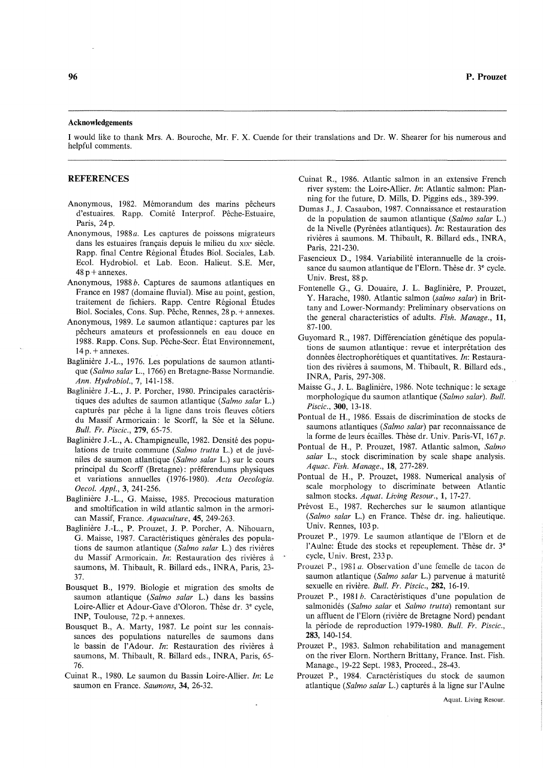### Acknowledgements

I would like to thank Mrs. A. Bouroche, Mr. F. X. Cuende for their translations and Dr. W. Shearer for his numerous and helpful comments.

## REFERENCES

Anonymous, 1982. Mémorandum des marins pêcheurs d'estuaires. Rapp. Comité Interprof. Pêche-Estuaire, Paris, 24 p.

Anonymous, 1988 *a*. Les captures de poissons migrateurs dans les estuaires français depuis le milieu du XIXe siècle. Rapp. final Centre Régional Études Biol. Sociales, Lab. Ecol. Hydrobiol. et Lab. Econ. Halieut. S.E. Mer, 48 p + annexes.

Anonymous, 1988 *b*. Captures de saumons atlantiques en France en 1987 (domaine fluvial). Mise au point, gestion, traitement de fichiers. Rapp. Centre Régional Études Biol. Sociales, Cons. Sup. Pêche, Rennes, 28 p. + annexes.

Anonymous, 1989. Le saumon atlantique: captures par les pêcheurs amateurs et professionnels en eau douce en 1988. Rapp. Cons. Sup. Pêche-Secr. État Environnement, 14 p. + annexes.

Baglinière J.-L., 1976. Les populations de saumon atlantique (*Salmo salar* L., 1766) en Bretagne-Basse Normandie. *Ann. Hydrobiol.*, 7, 141-158.

Baglinière J.-L., J. P. Porcher, 1980. Principales caractéristiques des adultes de saumon atlantique (*Salmo salar* L.) capturés par pêche à la ligne dans trois fleuves côtiers du Massif Armoricain: le Scorff, la Sée et la Sélune. *Bull. Fr. Piscic.*, **279**, 65-75.

Baglinière J.-L., A. Champigneulle, 1982. Densité des populations de truite commune (*Salmo trutta* L.) et de juvéniles de saumon atlantique (*Salmo salar* L.) sur le cours principal du Scorff (Bretagne): préférendums physiques et variations annuelles (1976-1980). *Acta Oecologia. Oecol. Appl.*, **3**, 241-256.

Baglinière J.-L., G. Maisse, 1985. Precocious maturation and smoltification in wild atlantic salmon in the armorican Massif, France. *Aquaculture*, **45**, 249-263.

Baglinière J.-L., P. Prouzet, J. P. Porcher, A. Nihouarn, G. Maisse, 1987. Caractéristiques générales des populations de saumon atlantique (*Salmo salar* L.) des rivières du Massif Armoricain. *In*: Restauration des rivières à saumons, M. Thibault, R. Billard eds., INRA, Paris, 23-37.

Bousquet B., 1979. Biologie et migration des smolts de saumon atlantique (*Salmo salar* L.) dans les bassins Loire-Allier et Adour-Gave d'Oloron. Thèse dr. 3e cycle, INP, Toulouse, 72 p. + annexes.

Bousquet B., A. Marty, 1987. Le point sur les connaissances des populations naturelles de saumons dans le bassin de l'Adour. *In*: Restauration des rivières à saumons, M. Thibault, R. Billard eds., INRA, Paris, 65-76.

Cuinat R., 1980. Le saumon du Bassin Loire-Allier. *In*: Le saumon en France. *Saumons*, **34**, 26-32.

Cuinat R., 1986. Atlantic salmon in an extensive French river system: the Loire-Allier. *In*: Atlantic salmon: Planning for the future, D. Mills, D. Piggins eds., 389-399.

Dumas J., J. Casaubon, 1987. Connaissance et restauration de la population de saumon atlantique (*Salmo salar* L.) de la Nivelle (Pyrénées atlantiques). *In*: Restauration des rivières à saumons. M. Thibault, R. Billard eds., INRA, Paris, 221-230.

Fasencieux D., 1984. Variabilité interannuelle de la croissance du saumon atlantique de l'Elorn. Thèse dr. 3e cycle. Univ. Brest, 88 p.

Fontenelle G., G. Douaire, J. L. Baglinière, P. Prouzet, Y. Harache, 1980. Atlantic salmon (*salmo salar*) in Brittany and Lower-Normandy: Preliminary observations on the general characteristics of adults. *Fish. Manage.*, **11**, 87-100.

Guyomard R., 1987. Différenciation génétique des populations de saumon atlantique: revue et interprétation des données électrophorétiques et quantitatives. *In*: Restauration des rivières à saumons, M. Thibault, R. Billard eds., INRA, Paris, 297-308.

Maisse G., J. L. Baglinière, 1986. Note technique: le sexage morphologique du saumon atlantique (*Salmo salar*). *Bull. Piscic.*, **300**, 13-18.

Pontual de H., 1986. Essais de discrimination de stocks de saumons atlantiques (*Salmo salar*) par reconnaissance de la forme de leurs écailles. Thèse dr. Univ. Paris-VI, 167 *p*.

Pontual de H., P. Prouzet, 1987. Atlantic salmon, *Salmo salar* L., stock discrimination by scale shape analysis. *Aquac. Fish. Manage.*, **18**, 277-289.

Pontual de H., P. Prouzet, 1988. Numerical analysis of scale morphology to discriminate between Atlantic salmon stocks. *Aquat. Living Resour.*, **1**, 17-27.

Prévost E., 1987. Recherches sur le saumon atlantique (*Salmo salar* L.) en France. Thèse dr. ing. halieutique. Univ. Rennes, 103 p.

Prouzet P., 1979. Le saumon atlantique de l'Elorn et de l'Aulne: Étude des stocks et repeuplement. Thèse dr. 3e cycle, Univ. Brest, 233 p.

Prouzet P., 1981 *a*. Observation d'une femelle de tacon de saumon atlantique (*Salmo salar* L.) parvenue à maturité sexuelle en rivière. *Bull. Fr. Piscic.*, **282**, 16-19.

Prouzet P., 1981 *b*. Caractéristiques d'une population de salmonidés (*Salmo salar* et *Salmo trutta*) remontant sur un affluent de l'Elorn (rivière de Bretagne Nord) pendant la période de reproduction 1979-1980. *Bull. Fr. Piscic.*, **283**, 140-154.

Prouzet P., 1983. Salmon rehabilitation and management on the river Elorn. Northern Brittany, France. Inst. Fish. Manage., 19-22 Sept. 1983, Proceed., 28-43.

Prouzet P., 1984. Caractéristiques du stock de saumon atlantique (*Salmo salar* L.) capturés à la ligne sur l'Aulne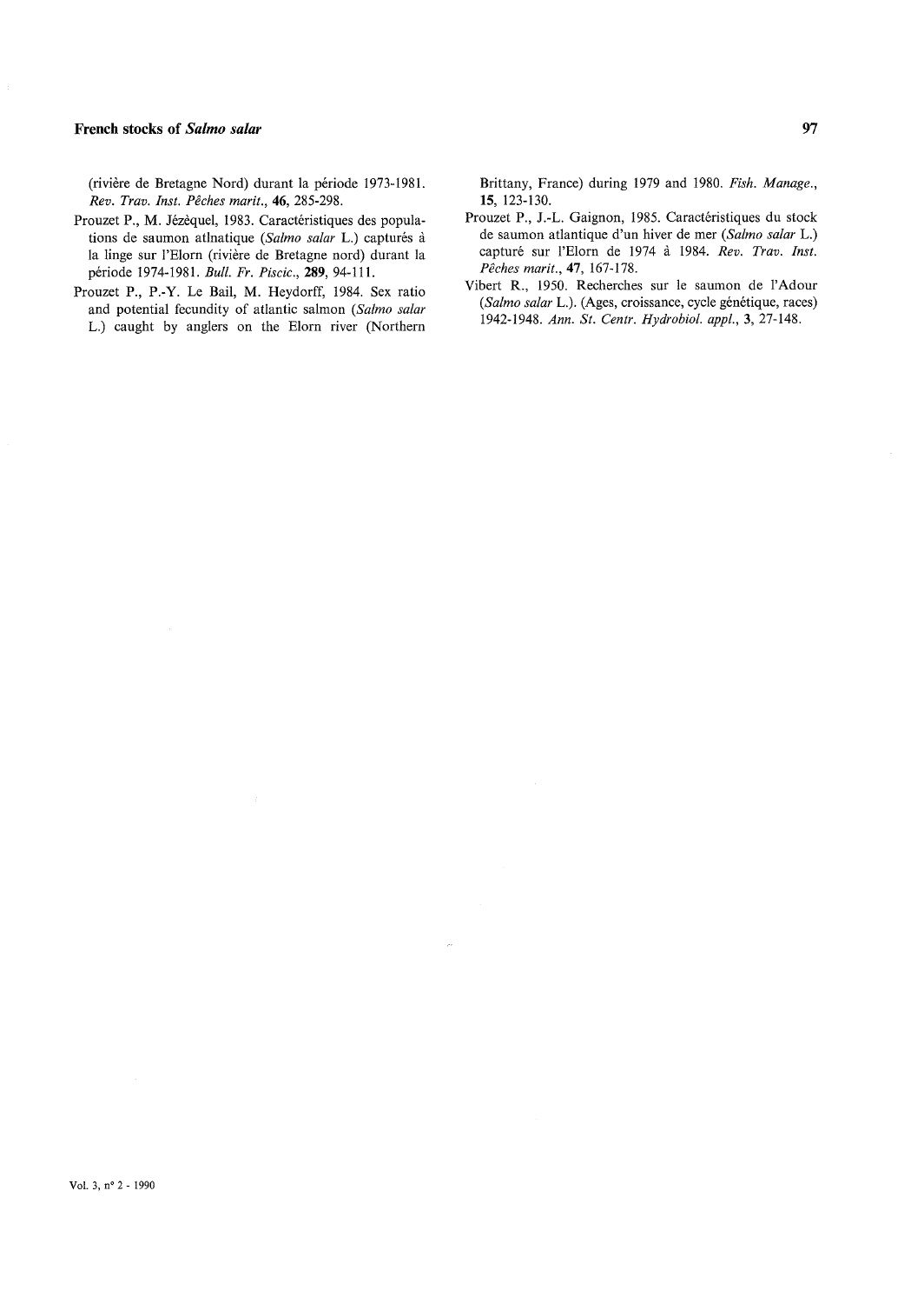(rivière de Bretagne Nord) durant la période 1973-1981. *Rev. Trav. Inst. Pêches marit.*, **46**, 285-298.

Prouzet P., M. Jézèquel, 1983. Caractéristiques des populations de saumon atlnatique (*Salmo salar* L.) capturés à la linge sur l'Elorn (rivière de Bretagne nord) durant la période 1974-1981. *Bull. Fr. Piscic.*, **289**, 94-111.

Prouzet P., P.-Y. Le Bail, M. Heydorff, 1984. Sex ratio and potential fecundity of atlantic salmon (*Salmo salar* L.) caught by anglers on the Elorn river (Northern Brittany, France) during 1979 and 1980. *Fish. Manage.*, **15**, 123-130.

Prouzet P., J.-L. Gaignon, 1985. Caractéristiques du stock de saumon atlantique d'un hiver de mer (*Salmo salar* L.) capturé sur l'Elorn de 1974 à 1984. *Rev. Trav. Inst. Pêches marit.*, **47**, 167-178.

Vibert R., 1950. Recherches sur le saumon de l'Adour (*Salmo salar* L.). (Ages, croissance, cycle génétique, races) 1942-1948. *Ann. St. Centr. Hydrobiol. appl.*, **3**, 27-148.